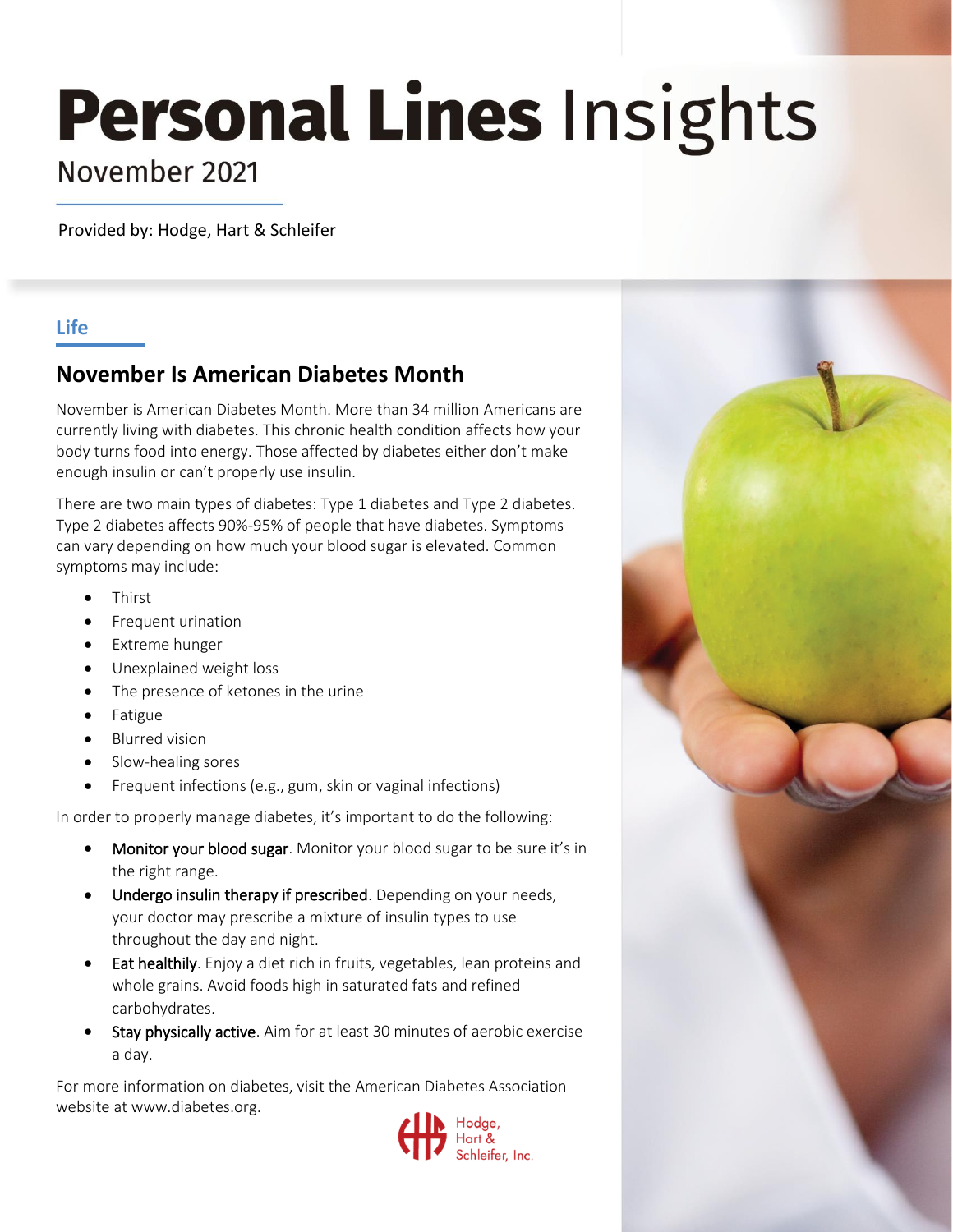# **Personal Lines** Insights

November 2021

Provided by: Hodge, Hart & Schleifer

## Life

## November Is American Diabetes Month

November is American Diabetes Month. More than 34 million Americans are currently living with diabetes. This chronic health condition affects how your body turns food into energy. Those affected by diabetes either don't make enough insulin or can't properly use insulin.

There are two main types of diabetes: Type 1 diabetes and Type 2 diabetes. Type 2 diabetes affects 90%-95% of people that have diabetes. Symptoms can vary depending on how much your blood sugar is elevated. Common symptoms may include:

- Thirst
- Frequent urination
- Extreme hunger
- Unexplained weight loss
- The presence of ketones in the urine
- Fatigue
- Blurred vision
- Slow-healing sores
- Frequent infections (e.g., gum, skin or vaginal infections)

In order to properly manage diabetes, it's important to do the following:

- **Monitor your blood sugar**. Monitor your blood sugar to be sure it's in the right range.
- **Undergo insulin therapy if prescribed**. Depending on your needs, your doctor may prescribe a mixture of insulin types to use throughout the day and night.
- **Eat healthily**. Enjoy a diet rich in fruits, vegetables, lean proteins and whole grains. Avoid foods high in saturated fats and refined carbohydrates.
- **Stay physically active**. Aim for at least 30 minutes of aerobic exercise a day.

For more information on diabetes, visit the American Diabetes Association website at www.diabetes.org.

Hodge, Hart & Schleifer, Inc.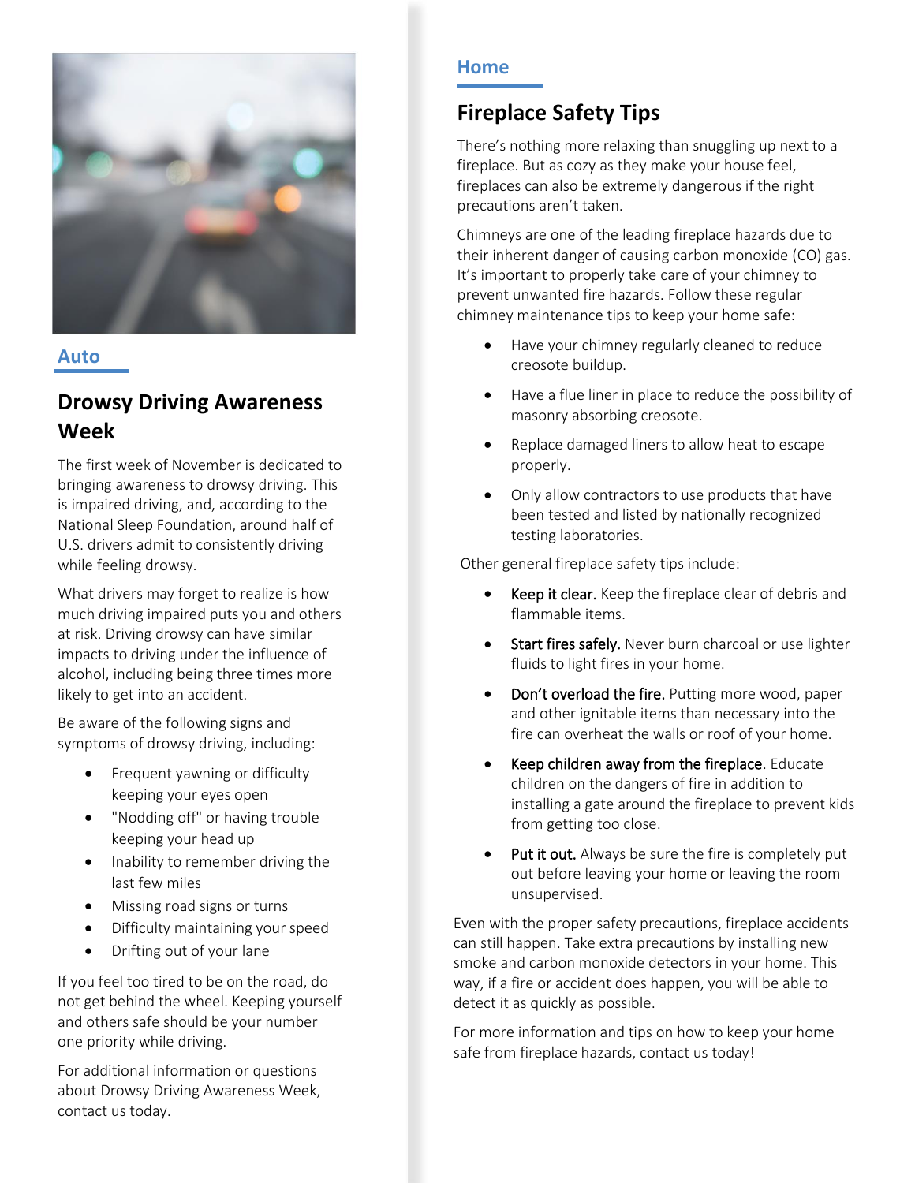Auto

## Drowsy Driving Awareness Week

The first week of November is dedicated to bringing awareness to drowsy driving. This is impaired driving, and, according to the National Sleep Foundation, around half of U.S. drivers admit to consistently driving while feeling drowsy.

What drivers may forget to realize is how much driving impaired puts you and others at risk. Driving drowsy can have similar impacts to driving under the influence of alcohol, including being three times more likely to get into an accident.

Be aware of the following signs and symptoms of drowsy driving, including:

- Frequent yawning or difficulty keeping your eyes open
- "Nodding off" or having trouble keeping your head up
- Inability to remember driving the last few miles
- Missing road signs or turns
- Difficulty maintaining your speed
- Drifting out of your lane

If you feel too tired to be on the road, do not get behind the wheel. Keeping yourself and others safe should be your number one priority while driving.

For additional information or questions about Drowsy Driving Awareness Week, contact us today.

Home

## Fireplace Safety Tips

There's nothing more relaxing than snuggling up next to a fireplace. But as cozy as they make your house feel, fireplaces can also be extremely dangerous if the right precautions aren't taken.

Chimneys are one of the leading fireplace hazards due to their inherent danger of causing carbon monoxide (CO) gas. It's important to properly take care of your chimney to prevent unwanted fire hazards. Follow these regular chimney maintenance tips to keep your home safe:

- Have your chimney regularly cleaned to reduce creosote buildup.
- Have a flue liner in place to reduce the possibility of masonry absorbing creosote.
- Replace damaged liners to allow heat to escape properly.
- Only allow contractors to use products that have been tested and listed by nationally recognized testing laboratories.

Other general fireplace safety tips include:

- Keep it clear. Keep the fireplace clear of debris and flammable items.
- Start fires safely. Never burn charcoal or use lighter fluids to light fires in your home.
- Don't overload the fire. Putting more wood, paper and other ignitable items than necessary into the fire can overheat the walls or roof of your home.
- Keep children away from the fireplace. Educate children on the dangers of fire in addition to installing a gate around the fireplace to prevent kids from getting too close.
- Put it out. Always be sure the fire is completely put out before leaving your home or leaving the room unsupervised.

Even with the proper safety precautions, fireplace accidents can still happen. Take extra precautions by installing new smoke and carbon monoxide detectors in your home. This way, if a fire or accident does happen, you will be able to detect it as quickly as possible.

For more information and tips on how to keep your home safe from fireplace hazards, contact us today!